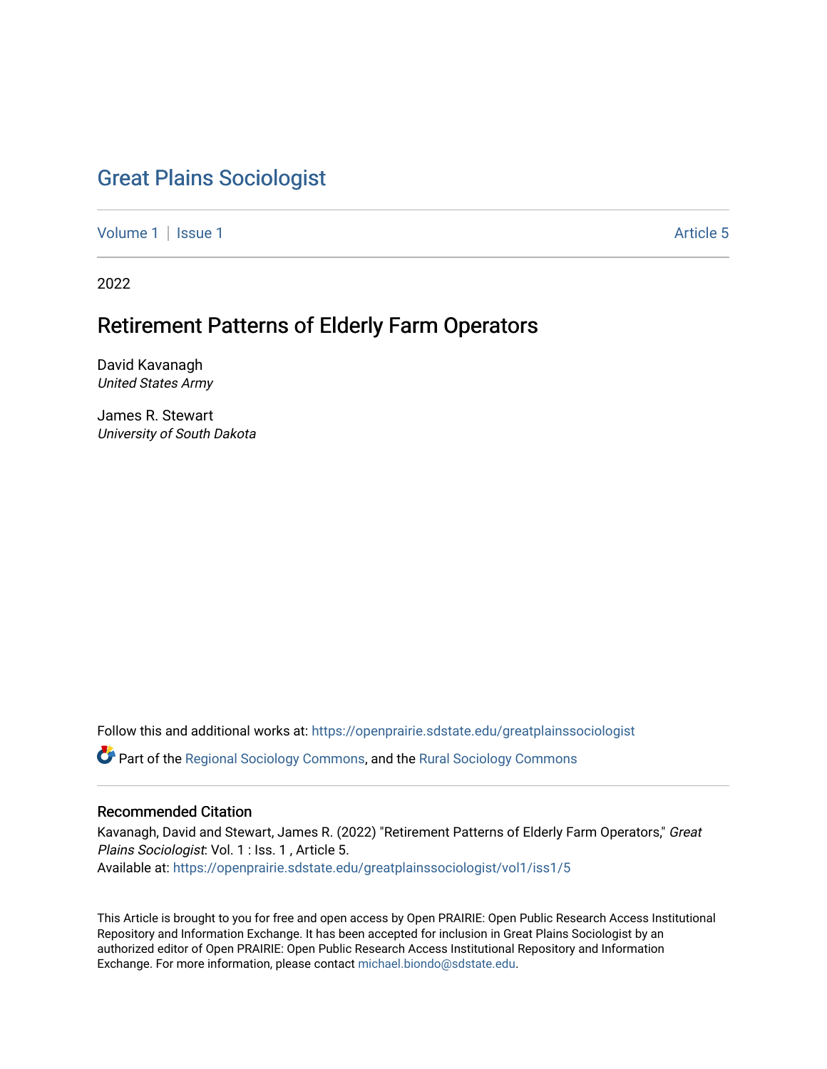# Great Plains Sociologist

Volume 1 | Issue 1 Article 5

2022

## Retirement Patterns of Elderly Farm Operators

David Kavanagh
*United States Army*

James R. Stewart
*University of South Dakota*

Follow this and additional works at: https://openprairie.sdstate.edu/greatplainssociologist

Part of the Regional Sociology Commons, and the Rural Sociology Commons

### Recommended Citation

Kavanagh, David and Stewart, James R. (2022) "Retirement Patterns of Elderly Farm Operators," *Great Plains Sociologist*: Vol. 1 : Iss. 1 , Article 5.
Available at: https://openprairie.sdstate.edu/greatplainssociologist/vol1/iss1/5

This Article is brought to you for free and open access by Open PRAIRIE: Open Public Research Access Institutional Repository and Information Exchange. It has been accepted for inclusion in Great Plains Sociologist by an authorized editor of Open PRAIRIE: Open Public Research Access Institutional Repository and Information Exchange. For more information, please contact michael.biondo@sdstate.edu.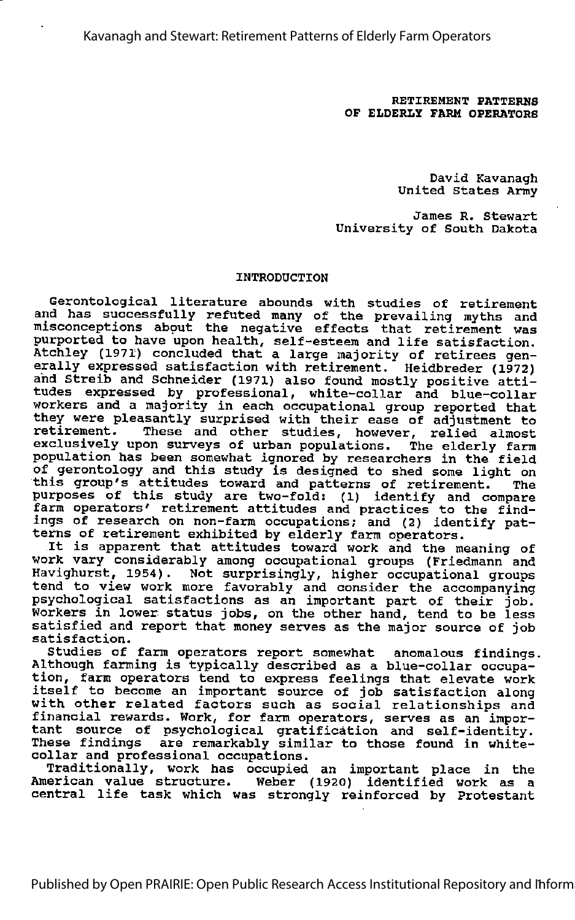# RETIREMENT PATTERNS OF ELDERLY FARM OPERATORS

David Kavanagh
United States Army

James R. Stewart
University of South Dakota

## INTRODUCTION

Gerontological literature abounds with studies of retirement and has successfully refuted many of the prevailing myths and misconceptions about the negative effects that retirement was purported to have upon health, self-esteem and life satisfaction. Atchley (1971) concluded that a large majority of retirees generally expressed satisfaction with retirement. Heidbreder (1972) and Streib and Schneider (1971) also found mostly positive attitudes expressed by professional, white-collar and blue-collar workers and a majority in each occupational group reported that they were pleasantly surprised with their ease of adjustment to retirement. These and other studies, however, relied almost exclusively upon surveys of urban populations. The elderly farm population has been somewhat ignored by researchers in the field of gerontology and this study is designed to shed some light on this group's attitudes toward and patterns of retirement. The purposes of this study are two-fold: (1) identify and compare farm operators' retirement attitudes and practices to the findings of research on non-farm occupations; and (2) identify patterns of retirement exhibited by elderly farm operators.

It is apparent that attitudes toward work and the meaning of work vary considerably among occupational groups (Friedmann and Havighurst, 1954). Not surprisingly, higher occupational groups tend to view work more favorably and consider the accompanying psychological satisfactions as an important part of their job. Workers in lower status jobs, on the other hand, tend to be less satisfied and report that money serves as the major source of job satisfaction.

Studies of farm operators report somewhat anomalous findings. Although farming is typically described as a blue-collar occupation, farm operators tend to express feelings that elevate work itself to become an important source of job satisfaction along with other related factors such as social relationships and financial rewards. Work, for farm operators, serves as an important source of psychological gratification and self-identity. These findings are remarkably similar to those found in white-collar and professional occupations.

Traditionally, work has occupied an important place in the American value structure. Weber (1920) identified work as a central life task which was strongly reinforced by Protestant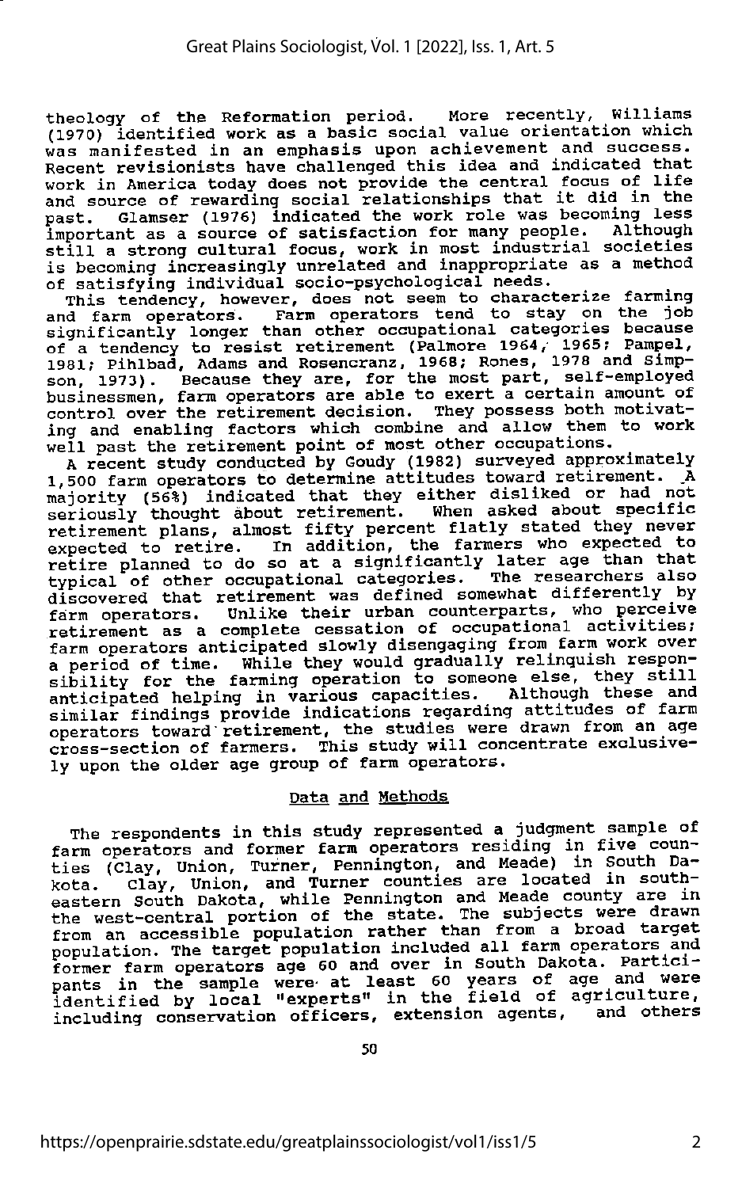theology of the Reformation period. More recently, Williams (1970) identified work as a basic social value orientation which was manifested in an emphasis upon achievement and success. Recent revisionists have challenged this idea and indicated that work in America today does not provide the central focus of life and source of rewarding social relationships that it did in the past. Glamser (1976) indicated the work role was becoming less important as a source of satisfaction for many people. Although still a strong cultural focus, work in most industrial societies is becoming increasingly unrelated and inappropriate as a method of satisfying individual socio-psychological needs.

This tendency, however, does not seem to characterize farming and farm operators. Farm operators tend to stay on the job significantly longer than other occupational categories because of a tendency to resist retirement (Palmore 1964, 1965; Pampel, 1981; Pihlbad, Adams and Rosencranz, 1968; Rones, 1978 and Simpson, 1973). Because they are, for the most part, self-employed businessmen, farm operators are able to exert a certain amount of control over the retirement decision. They possess both motivating and enabling factors which combine and allow them to work well past the retirement point of most other occupations.

A recent study conducted by Goudy (1982) surveyed approximately 1,500 farm operators to determine attitudes toward retirement. A majority (56%) indicated that they either disliked or had not seriously thought about retirement. When asked about specific retirement plans, almost fifty percent flatly stated they never expected to retire. In addition, the farmers who expected to retire planned to do so at a significantly later age than that typical of other occupational categories. The researchers also discovered that retirement was defined somewhat differently by farm operators. Unlike their urban counterparts, who perceive retirement as a complete cessation of occupational activities; farm operators anticipated slowly disengaging from farm work over a period of time. While they would gradually relinquish responsibility for the farming operation to someone else, they still anticipated helping in various capacities. Although these and similar findings provide indications regarding attitudes of farm operators toward retirement, the studies were drawn from an age cross-section of farmers. This study will concentrate exclusively upon the older age group of farm operators.

## Data and Methods

The respondents in this study represented a judgment sample of farm operators and former farm operators residing in five counties (Clay, Union, Turner, Pennington, and Meade) in South Dakota. Clay, Union, and Turner counties are located in southeastern South Dakota, while Pennington and Meade county are in the west-central portion of the state. The subjects were drawn from an accessible population rather than from a broad target population. The target population included all farm operators and former farm operators age 60 and over in South Dakota. Participants in the sample were at least 60 years of age and were identified by local "experts" in the field of agriculture, including conservation officers, extension agents, and others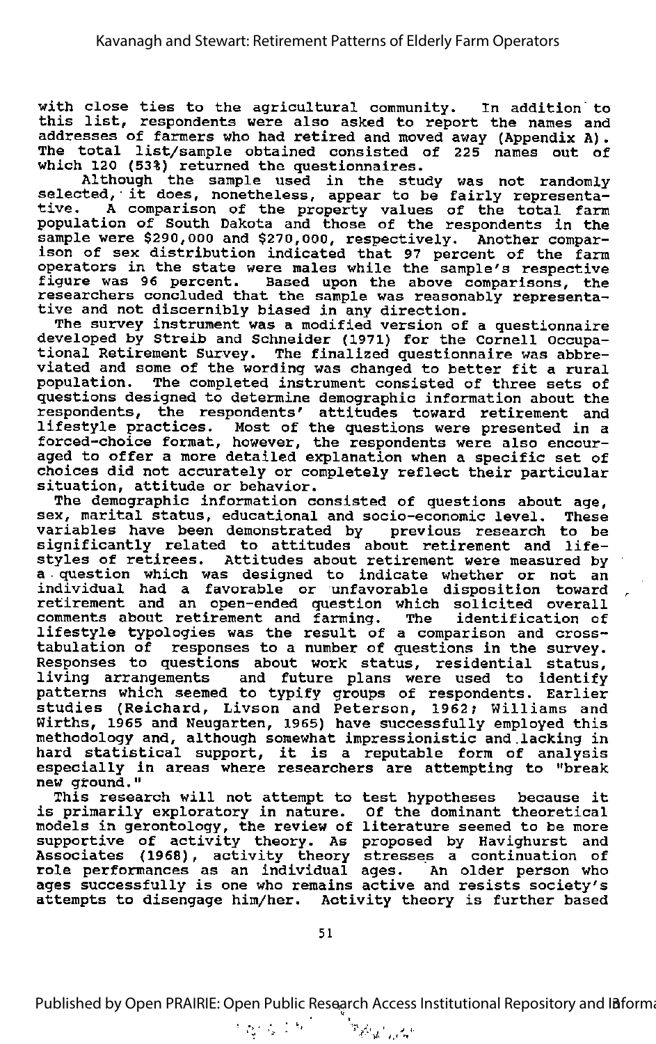with close ties to the agricultural community. In addition to this list, respondents were also asked to report the names and addresses of farmers who had retired and moved away (Appendix A). The total list/sample obtained consisted of 225 names out of which 120 (53%) returned the questionnaires.

Although the sample used in the study was not randomly selected, it does, nonetheless, appear to be fairly representative. A comparison of the property values of the total farm population of South Dakota and those of the respondents in the sample were $290,000 and $270,000, respectively. Another comparison of sex distribution indicated that 97 percent of the farm operators in the state were males while the sample's respective figure was 96 percent. Based upon the above comparisons, the researchers concluded that the sample was reasonably representative and not discernibly biased in any direction.

The survey instrument was a modified version of a questionnaire developed by Streib and Schneider (1971) for the Cornell Occupational Retirement Survey. The finalized questionnaire was abbreviated and some of the wording was changed to better fit a rural population. The completed instrument consisted of three sets of questions designed to determine demographic information about the respondents, the respondents' attitudes toward retirement and lifestyle practices. Most of the questions were presented in a forced-choice format, however, the respondents were also encouraged to offer a more detailed explanation when a specific set of choices did not accurately or completely reflect their particular situation, attitude or behavior.

The demographic information consisted of questions about age, sex, marital status, educational and socio-economic level. These variables have been demonstrated by previous research to be significantly related to attitudes about retirement and lifestyles of retirees. Attitudes about retirement were measured by a question which was designed to indicate whether or not an individual had a favorable or unfavorable disposition toward retirement and an open-ended question which solicited overall comments about retirement and farming. The identification of lifestyle typologies was the result of a comparison and cross-tabulation of responses to a number of questions in the survey. Responses to questions about work status, residential status, living arrangements and future plans were used to identify patterns which seemed to typify groups of respondents. Earlier studies (Reichard, Livson and Peterson, 1962; Williams and Wirths, 1965 and Neugarten, 1965) have successfully employed this methodology and, although somewhat impressionistic and lacking in hard statistical support, it is a reputable form of analysis especially in areas where researchers are attempting to "break new ground."

This research will not attempt to test hypotheses because it is primarily exploratory in nature. Of the dominant theoretical models in gerontology, the review of literature seemed to be more supportive of activity theory. As proposed by Havighurst and Associates (1968), activity theory stresses a continuation of role performances as an individual ages. An older person who ages successfully is one who remains active and resists society's attempts to disengage him/her. Activity theory is further based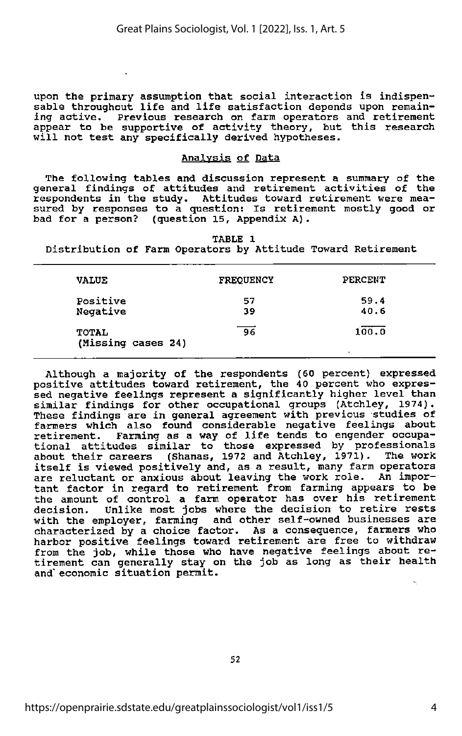upon the primary assumption that social interaction is indispensable throughout life and life satisfaction depends upon remaining active. Previous research on farm operators and retirement appear to be supportive of activity theory, but this research will not test any specifically derived hypotheses.

## Analysis of Data

The following tables and discussion represent a summary of the general findings of attitudes and retirement activities of the respondents in the study. Attitudes toward retirement were measured by responses to a question: Is retirement mostly good or bad for a person? (question 15, Appendix A).

TABLE 1
Distribution of Farm Operators by Attitude Toward Retirement

| VALUE | FREQUENCY | PERCENT |
|---|---|---|
| Positive | 57 | 59.4 |
| Negative | 39 | 40.6 |
| TOTAL | 96 | 100.0 |
| (Missing cases 24) | | |

Although a majority of the respondents (60 percent) expressed positive attitudes toward retirement, the 40 percent who expressed negative feelings represent a significantly higher level than similar findings for other occupational groups (Atchley, 1974). These findings are in general agreement with previous studies of farmers which also found considerable negative feelings about retirement. Farming as a way of life tends to engender occupational attitudes similar to those expressed by professionals about their careers (Shanas, 1972 and Atchley, 1971). The work itself is viewed positively and, as a result, many farm operators are reluctant or anxious about leaving the work role. An important factor in regard to retirement from farming appears to be the amount of control a farm operator has over his retirement decision. Unlike most jobs where the decision to retire rests with the employer, farming and other self-owned businesses are characterized by a choice factor. As a consequence, farmers who harbor positive feelings toward retirement are free to withdraw from the job, while those who have negative feelings about retirement can generally stay on the job as long as their health and economic situation permit.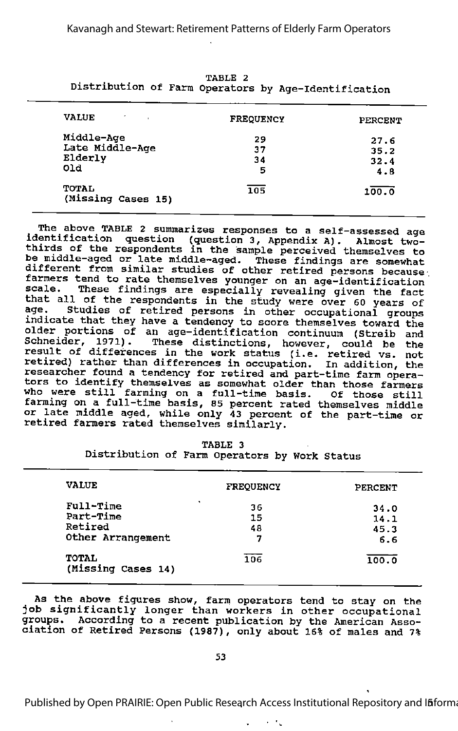TABLE 2
Distribution of Farm Operators by Age-Identification

| VALUE | FREQUENCY | PERCENT |
|---|---|---|
| Middle-Age | 29 | 27.6 |
| Late Middle-Age | 37 | 35.2 |
| Elderly | 34 | 32.4 |
| Old | 5 | 4.8 |
| TOTAL (Missing Cases 15) | 105 | 100.0 |

The above TABLE 2 summarizes responses to a self-assessed age identification question (question 3, Appendix A). Almost two-thirds of the respondents in the sample perceived themselves to be middle-aged or late middle-aged. These findings are somewhat different from similar studies of other retired persons because farmers tend to rate themselves younger on an age-identification scale. These findings are especially revealing given the fact that all of the respondents in the study were over 60 years of age. Studies of retired persons in other occupational groups indicate that they have a tendency to score themselves toward the older portions of an age-identification continuum (Streib and Schneider, 1971). These distinctions, however, could be the result of differences in the work status (i.e. retired vs. not retired) rather than differences in occupation. In addition, the researcher found a tendency for retired and part-time farm operators to identify themselves as somewhat older than those farmers who were still farming on a full-time basis. Of those still farming on a full-time basis, 85 percent rated themselves middle or late middle aged, while only 43 percent of the part-time or retired farmers rated themselves similarly.

TABLE 3
Distribution of Farm Operators by Work Status

| VALUE | FREQUENCY | PERCENT |
|---|---|---|
| Full-Time | 36 | 34.0 |
| Part-Time | 15 | 14.1 |
| Retired | 48 | 45.3 |
| Other Arrangement | 7 | 6.6 |
| TOTAL (Missing Cases 14) | 106 | 100.0 |

As the above figures show, farm operators tend to stay on the job significantly longer than workers in other occupational groups. According to a recent publication by the American Association of Retired Persons (1987), only about 16% of males and 7%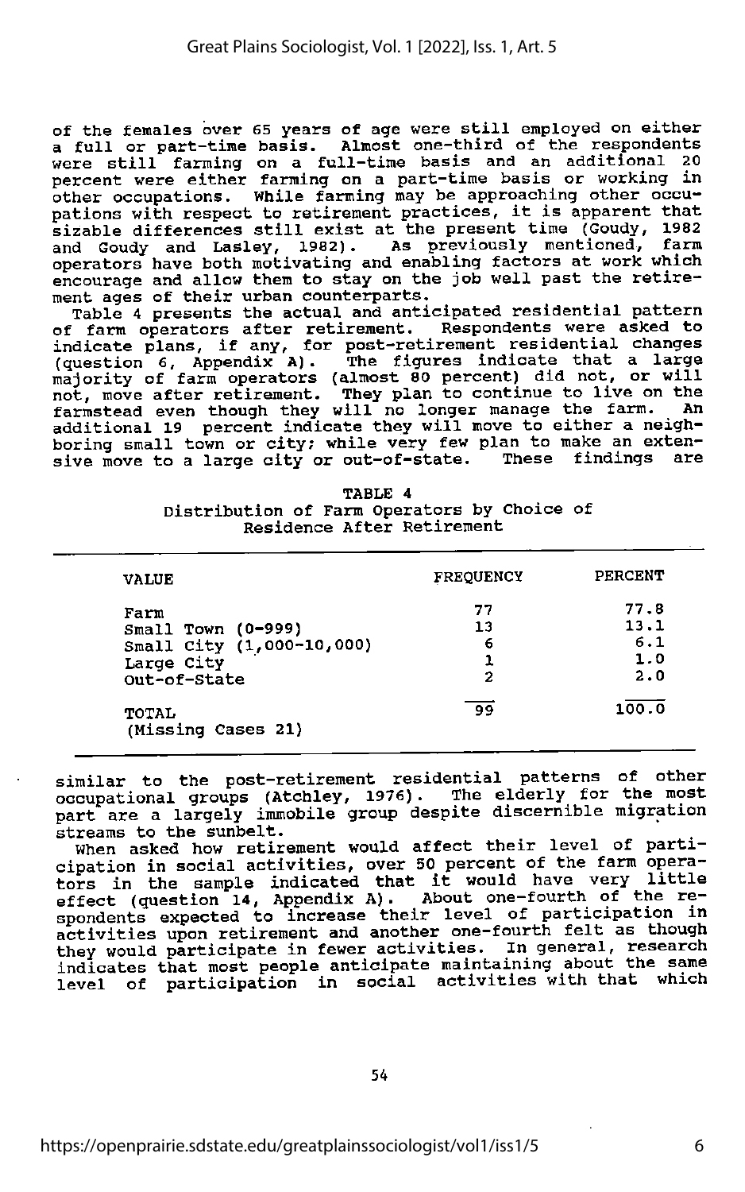of the females over 65 years of age were still employed on either a full or part-time basis. Almost one-third of the respondents were still farming on a full-time basis and an additional 20 percent were either farming on a part-time basis or working in other occupations. While farming may be approaching other occupations with respect to retirement practices, it is apparent that sizable differences still exist at the present time (Goudy, 1982 and Goudy and Lasley, 1982). As previously mentioned, farm operators have both motivating and enabling factors at work which encourage and allow them to stay on the job well past the retirement ages of their urban counterparts.

Table 4 presents the actual and anticipated residential pattern of farm operators after retirement. Respondents were asked to indicate plans, if any, for post-retirement residential changes (question 6, Appendix A). The figures indicate that a large majority of farm operators (almost 80 percent) did not, or will not, move after retirement. They plan to continue to live on the farmstead even though they will no longer manage the farm. An additional 19 percent indicate they will move to either a neighboring small town or city; while very few plan to make an extensive move to a large city or out-of-state. These findings are

TABLE 4
Distribution of Farm Operators by Choice of Residence After Retirement

| VALUE | FREQUENCY | PERCENT |
|---|---|---|
| Farm | 77 | 77.8 |
| Small Town (0-999) | 13 | 13.1 |
| Small City (1,000-10,000) | 6 | 6.1 |
| Large City | 1 | 1.0 |
| Out-of-State | 2 | 2.0 |
| TOTAL (Missing Cases 21) | 99 | 100.0 |

similar to the post-retirement residential patterns of other occupational groups (Atchley, 1976). The elderly for the most part are a largely immobile group despite discernible migration streams to the sunbelt.

When asked how retirement would affect their level of participation in social activities, over 50 percent of the farm operators in the sample indicated that it would have very little effect (question 14, Appendix A). About one-fourth of the respondents expected to increase their level of participation in activities upon retirement and another one-fourth felt as though they would participate in fewer activities. In general, research indicates that most people anticipate maintaining about the same level of participation in social activities with that which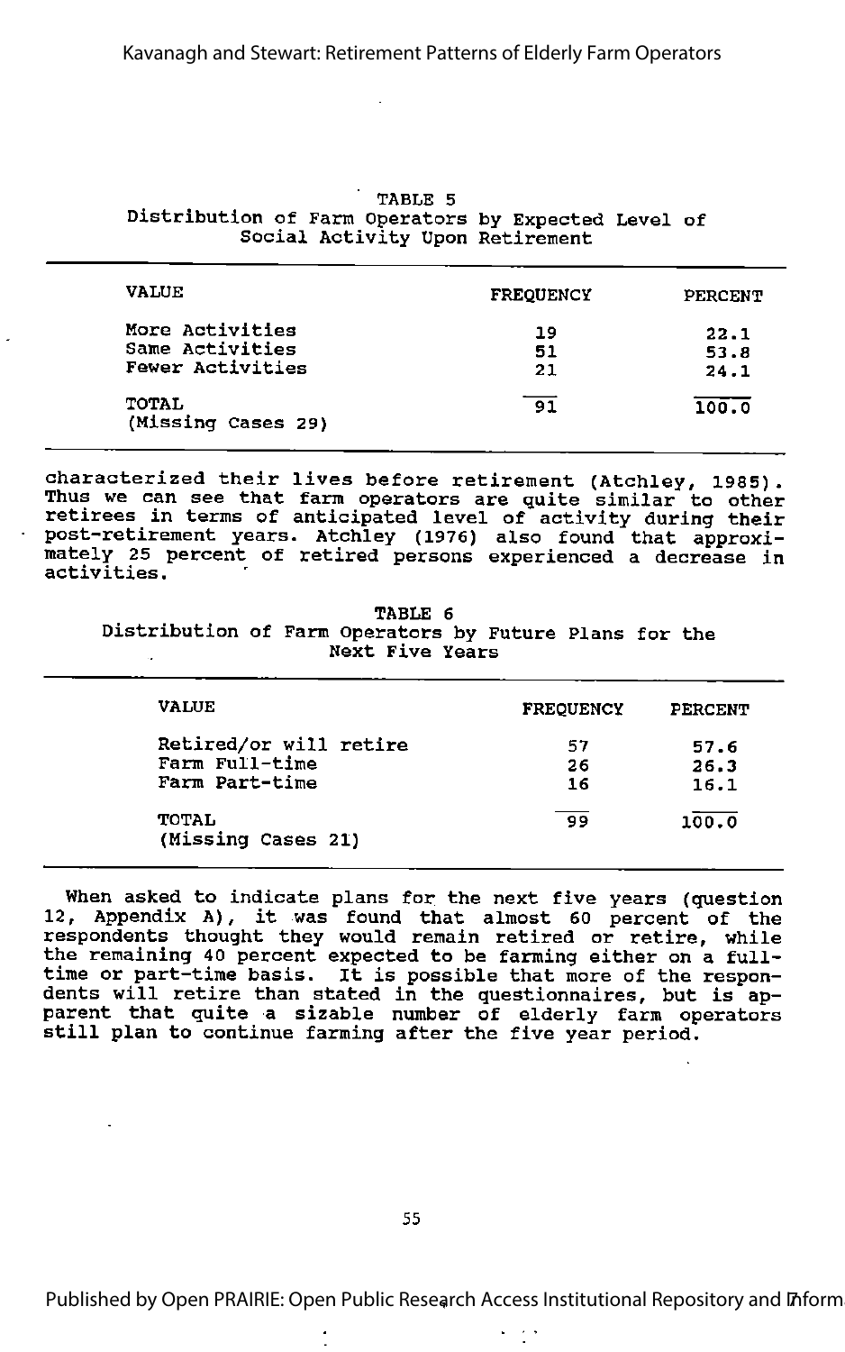TABLE 5
Distribution of Farm Operators by Expected Level of Social Activity Upon Retirement

| VALUE | FREQUENCY | PERCENT |
|---|---|---|
| More Activities | 19 | 22.1 |
| Same Activities | 51 | 53.8 |
| Fewer Activities | 21 | 24.1 |
| TOTAL (Missing Cases 29) | 91 | 100.0 |

characterized their lives before retirement (Atchley, 1985). Thus we can see that farm operators are quite similar to other retirees in terms of anticipated level of activity during their post-retirement years. Atchley (1976) also found that approximately 25 percent of retired persons experienced a decrease in activities.

TABLE 6
Distribution of Farm Operators by Future Plans for the Next Five Years

| VALUE | FREQUENCY | PERCENT |
|---|---|---|
| Retired/or will retire | 57 | 57.6 |
| Farm Full-time | 26 | 26.3 |
| Farm Part-time | 16 | 16.1 |
| TOTAL (Missing Cases 21) | 99 | 100.0 |

When asked to indicate plans for the next five years (question 12, Appendix A), it was found that almost 60 percent of the respondents thought they would remain retired or retire, while the remaining 40 percent expected to be farming either on a full-time or part-time basis. It is possible that more of the respondents will retire than stated in the questionnaires, but is apparent that quite a sizable number of elderly farm operators still plan to continue farming after the five year period.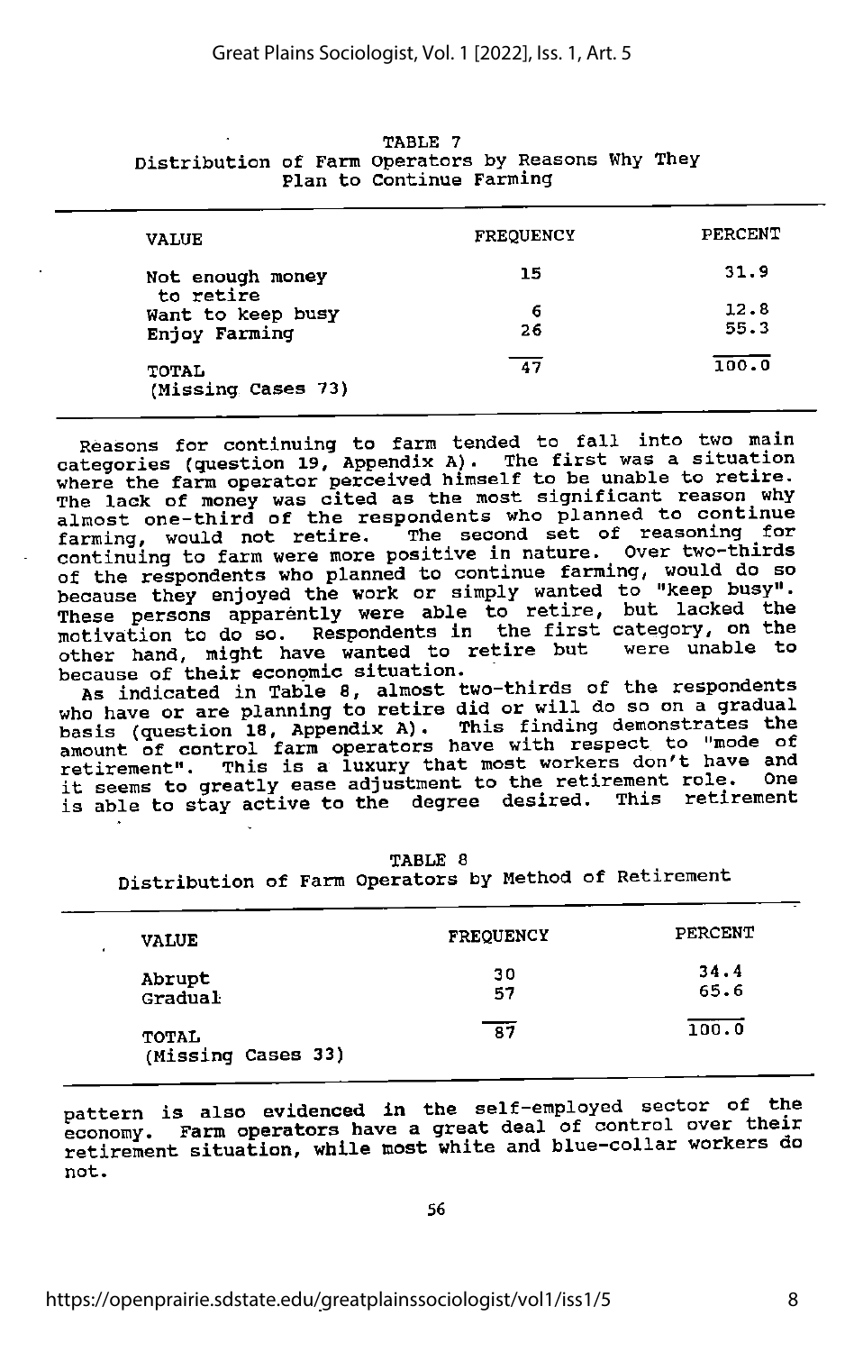TABLE 7
Distribution of Farm Operators by Reasons Why They Plan to Continue Farming

| VALUE | FREQUENCY | PERCENT |
|---|---|---|
| Not enough money to retire | 15 | 31.9 |
| Want to keep busy | 6 | 12.8 |
| Enjoy Farming | 26 | 55.3 |
| TOTAL (Missing Cases 73) | 47 | 100.0 |

Reasons for continuing to farm tended to fall into two main categories (question 19, Appendix A). The first was a situation where the farm operator perceived himself to be unable to retire. The lack of money was cited as the most significant reason why almost one-third of the respondents who planned to continue farming, would not retire. The second set of reasoning for continuing to farm were more positive in nature. Over two-thirds of the respondents who planned to continue farming, would do so because they enjoyed the work or simply wanted to "keep busy". These persons apparently were able to retire, but lacked the motivation to do so. Respondents in the first category, on the other hand, might have wanted to retire but were unable to because of their economic situation.

As indicated in Table 8, almost two-thirds of the respondents who have or are planning to retire did or will do so on a gradual basis (question 18, Appendix A). This finding demonstrates the amount of control farm operators have with respect to "mode of retirement". This is a luxury that most workers don't have and it seems to greatly ease adjustment to the retirement role. One is able to stay active to the degree desired. This retirement pattern is also evidenced in the self-employed sector of the economy. Farm operators have a great deal of control over their retirement situation, while most white and blue-collar workers do not.

TABLE 8
Distribution of Farm Operators by Method of Retirement

| VALUE | FREQUENCY | PERCENT |
|---|---|---|
| Abrupt | 30 | 34.4 |
| Gradual | 57 | 65.6 |
| TOTAL (Missing Cases 33) | 87 | 100.0 |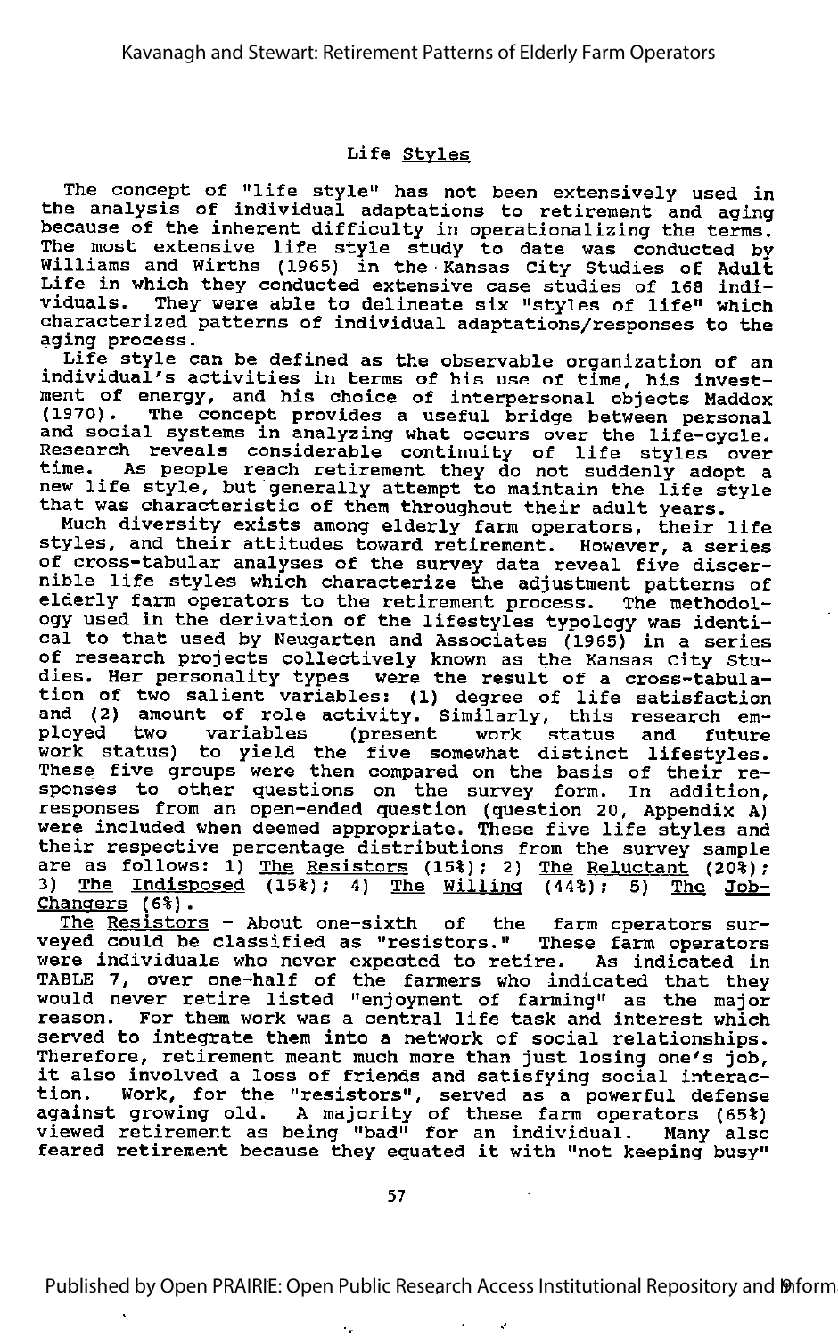## Life Styles

The concept of "life style" has not been extensively used in the analysis of individual adaptations to retirement and aging because of the inherent difficulty in operationalizing the terms. The most extensive life style study to date was conducted by Williams and Wirths (1965) in the Kansas City Studies of Adult Life in which they conducted extensive case studies of 168 individuals. They were able to delineate six "styles of life" which characterized patterns of individual adaptations/responses to the aging process.

Life style can be defined as the observable organization of an individual's activities in terms of his use of time, his investment of energy, and his choice of interpersonal objects Maddox (1970). The concept provides a useful bridge between personal and social systems in analyzing what occurs over the life-cycle. Research reveals considerable continuity of life styles over time. As people reach retirement they do not suddenly adopt a new life style, but generally attempt to maintain the life style that was characteristic of them throughout their adult years.

Much diversity exists among elderly farm operators, their life styles, and their attitudes toward retirement. However, a series of cross-tabular analyses of the survey data reveal five discernible life styles which characterize the adjustment patterns of elderly farm operators to the retirement process. The methodology used in the derivation of the lifestyles typology was identical to that used by Neugarten and Associates (1965) in a series of research projects collectively known as the Kansas City Studies. Her personality types were the result of a cross-tabulation of two salient variables: (1) degree of life satisfaction and (2) amount of role activity. Similarly, this research employed two variables (present work status and future work status) to yield the five somewhat distinct lifestyles. These five groups were then compared on the basis of their responses to other questions on the survey form. In addition, responses from an open-ended question (question 20, Appendix A) were included when deemed appropriate. These five life styles and their respective percentage distributions from the survey sample are as follows: 1) The Resistors (15%); 2) The Reluctant (20%); 3) The Indisposed (15%); 4) The Willing (44%); 5) The Job-Changers (6%).

The Resistors - About one-sixth of the farm operators surveyed could be classified as "resistors." These farm operators were individuals who never expected to retire. As indicated in TABLE 7, over one-half of the farmers who indicated that they would never retire listed "enjoyment of farming" as the major reason. For them work was a central life task and interest which served to integrate them into a network of social relationships. Therefore, retirement meant much more than just losing one's job, it also involved a loss of friends and satisfying social interaction. Work, for the "resistors", served as a powerful defense against growing old. A majority of these farm operators (65%) viewed retirement as being "bad" for an individual. Many also feared retirement because they equated it with "not keeping busy"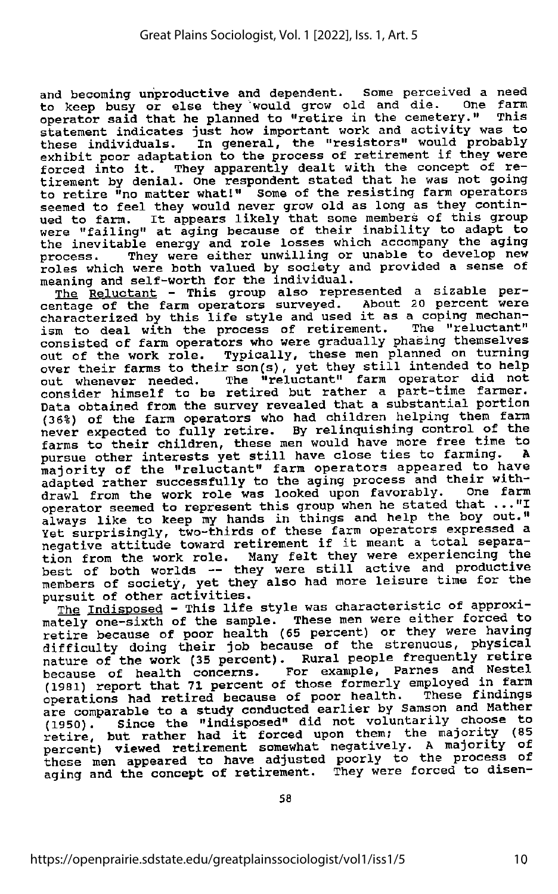and becoming unproductive and dependent. Some perceived a need to keep busy or else they would grow old and die. One farm operator said that he planned to "retire in the cemetery." This statement indicates just how important work and activity was to these individuals. In general, the "resistors" would probably exhibit poor adaptation to the process of retirement if they were forced into it. They apparently dealt with the concept of retirement by denial. One respondent stated that he was not going to retire "no matter what!" Some of the resisting farm operators seemed to feel they would never grow old as long as they continued to farm. It appears likely that some members of this group were "failing" at aging because of their inability to adapt to the inevitable energy and role losses which accompany the aging process. They were either unwilling or unable to develop new roles which were both valued by society and provided a sense of meaning and self-worth for the individual.

<u>The Reluctant</u> - This group also represented a sizable percentage of the farm operators surveyed. About 20 percent were characterized by this life style and used it as a coping mechanism to deal with the process of retirement. The "reluctant" consisted of farm operators who were gradually phasing themselves out of the work role. Typically, these men planned on turning over their farms to their son(s), yet they still intended to help out whenever needed. The "reluctant" farm operator did not consider himself to be retired but rather a part-time farmer. Data obtained from the survey revealed that a substantial portion (36%) of the farm operators who had children helping them farm never expected to fully retire. By relinquishing control of the farms to their children, these men would have more free time to pursue other interests yet still have close ties to farming. A majority of the "reluctant" farm operators appeared to have adapted rather successfully to the aging process and their withdrawl from the work role was looked upon favorably. One farm operator seemed to represent this group when he stated that ..."I always like to keep my hands in things and help the boy out." Yet surprisingly, two-thirds of these farm operators expressed a negative attitude toward retirement if it meant a total separation from the work role. Many felt they were experiencing the best of both worlds -- they were still active and productive members of society, yet they also had more leisure time for the pursuit of other activities.

<u>The Indisposed</u> - This life style was characteristic of approximately one-sixth of the sample. These men were either forced to retire because of poor health (65 percent) or they were having difficulty doing their job because of the strenuous, physical nature of the work (35 percent). Rural people frequently retire because of health concerns. For example, Parnes and Nestel (1981) report that 71 percent of those formerly employed in farm operations had retired because of poor health. These findings are comparable to a study conducted earlier by Samson and Mather (1950). Since the "indisposed" did not voluntarily choose to retire, but rather had it forced upon them; the majority (85 percent) viewed retirement somewhat negatively. A majority of these men appeared to have adjusted poorly to the process of aging and the concept of retirement. They were forced to disen-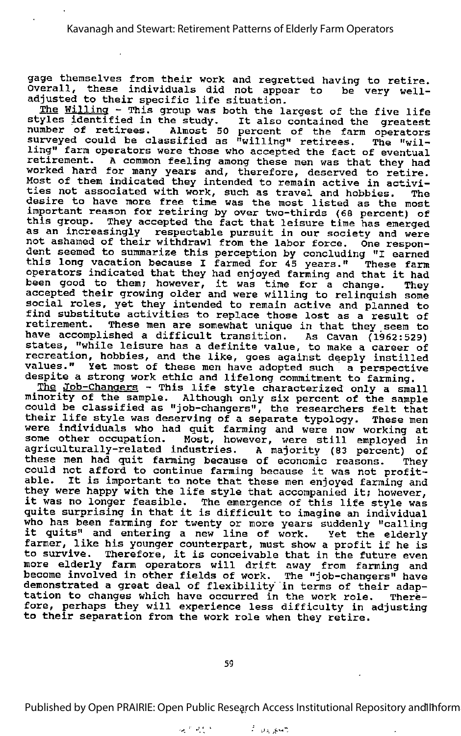gage themselves from their work and regretted having to retire. Overall, these individuals did not appear to be very well-adjusted to their specific life situation.

The Willing - This group was both the largest of the five life styles identified in the study. It also contained the greatest number of retirees. Almost 50 percent of the farm operators surveyed could be classified as "willing" retirees. The "willing" farm operators were those who accepted the fact of eventual retirement. A common feeling among these men was that they had worked hard for many years and, therefore, deserved to retire. Most of them indicated they intended to remain active in activities not associated with work, such as travel and hobbies. The desire to have more free time was the most listed as the most important reason for retiring by over two-thirds (68 percent) of this group. They accepted the fact that leisure time has emerged as an increasingly respectable pursuit in our society and were not ashamed of their withdrawl from the labor force. One respondent seemed to summarize this perception by concluding "I earned this long vacation because I farmed for 45 years." These farm operators indicated that they had enjoyed farming and that it had been good to them; however, it was time for a change. They accepted their growing older and were willing to relinquish some social roles, yet they intended to remain active and planned to find substitute activities to replace those lost as a result of retirement. These men are somewhat unique in that they seem to have accomplished a difficult transition. As Cavan (1962:529) states, "while leisure has a definite value, to make a career of recreation, hobbies, and the like, goes against deeply instilled values." Yet most of these men have adopted such a perspective despite a strong work ethic and lifelong commitment to farming.

The Job-Changers - This life style characterized only a small minority of the sample. Although only six percent of the sample could be classified as "job-changers", the researchers felt that their life style was deserving of a separate typology. These men were individuals who had quit farming and were now working at some other occupation. Most, however, were still employed in agriculturally-related industries. A majority (83 percent) of these men had quit farming because of economic reasons. They could not afford to continue farming because it was not profitable. It is important to note that these men enjoyed farming and they were happy with the life style that accompanied it; however, it was no longer feasible. The emergence of this life style was quite surprising in that it is difficult to imagine an individual who has been farming for twenty or more years suddenly "calling it quits" and entering a new line of work. Yet the elderly farmer, like his younger counterpart, must show a profit if he is to survive. Therefore, it is conceivable that in the future even more elderly farm operators will drift away from farming and become involved in other fields of work. The "job-changers" have demonstrated a great deal of flexibility in terms of their adaptation to changes which have occurred in the work role. Therefore, perhaps they will experience less difficulty in adjusting to their separation from the work role when they retire.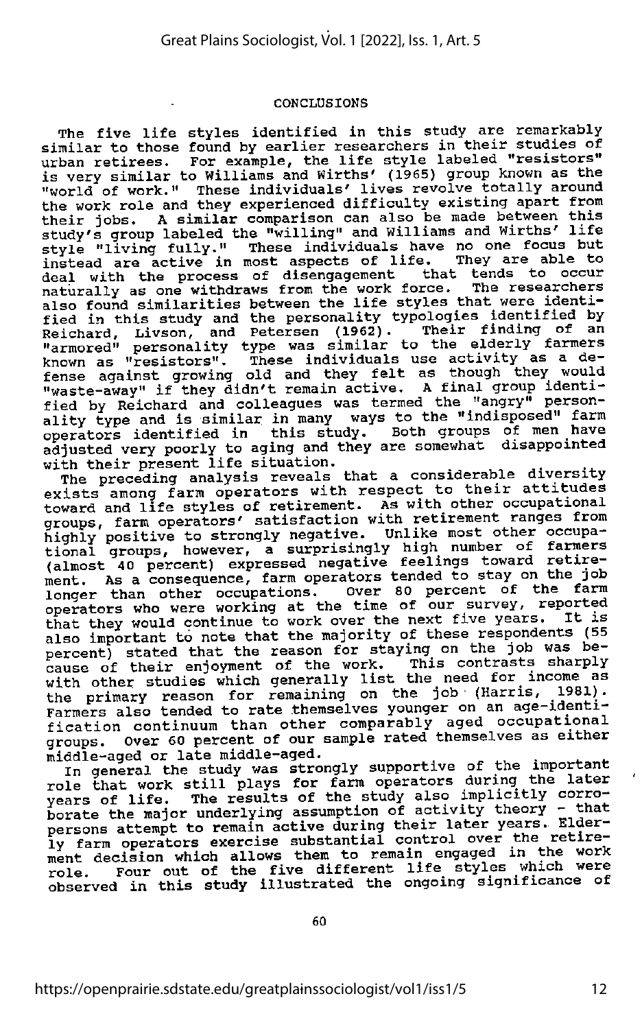## CONCLUSIONS

The five life styles identified in this study are remarkably similar to those found by earlier researchers in their studies of urban retirees. For example, the life style labeled "resistors" is very similar to Williams and Wirths' (1965) group known as the "world of work." These individuals' lives revolve totally around the work role and they experienced difficulty existing apart from their jobs. A similar comparison can also be made between this study's group labeled the "willing" and Williams and Wirths' life style "living fully." These individuals have no one focus but instead are active in most aspects of life. They are able to deal with the process of disengagement that tends to occur naturally as one withdraws from the work force. The researchers also found similarities between the life styles that were identified in this study and the personality typologies identified by Reichard, Livson, and Petersen (1962). Their finding of an "armored" personality type was similar to the elderly farmers known as "resistors". These individuals use activity as a defense against growing old and they felt as though they would "waste-away" if they didn't remain active. A final group identified by Reichard and colleagues was termed the "angry" personality type and is similar in many ways to the "indisposed" farm operators identified in this study. Both groups of men have adjusted very poorly to aging and they are somewhat disappointed with their present life situation.

The preceding analysis reveals that a considerable diversity exists among farm operators with respect to their attitudes toward and life styles of retirement. As with other occupational groups, farm operators' satisfaction with retirement ranges from highly positive to strongly negative. Unlike most other occupational groups, however, a surprisingly high number of farmers (almost 40 percent) expressed negative feelings toward retirement. As a consequence, farm operators tended to stay on the job longer than other occupations. Over 80 percent of the farm operators who were working at the time of our survey, reported that they would continue to work over the next five years. It is also important to note that the majority of these respondents (55 percent) stated that the reason for staying on the job was because of their enjoyment of the work. This contrasts sharply with other studies which generally list the need for income as the primary reason for remaining on the job (Harris, 1981). Farmers also tended to rate themselves younger on an age-identification continuum than other comparably aged occupational groups. Over 60 percent of our sample rated themselves as either middle-aged or late middle-aged.

In general the study was strongly supportive of the important role that work still plays for farm operators during the later years of life. The results of the study also implicitly corroborate the major underlying assumption of activity theory - that persons attempt to remain active during their later years. Elderly farm operators exercise substantial control over the retirement decision which allows them to remain engaged in the work role. Four out of the five different life styles which were observed in this study illustrated the ongoing significance of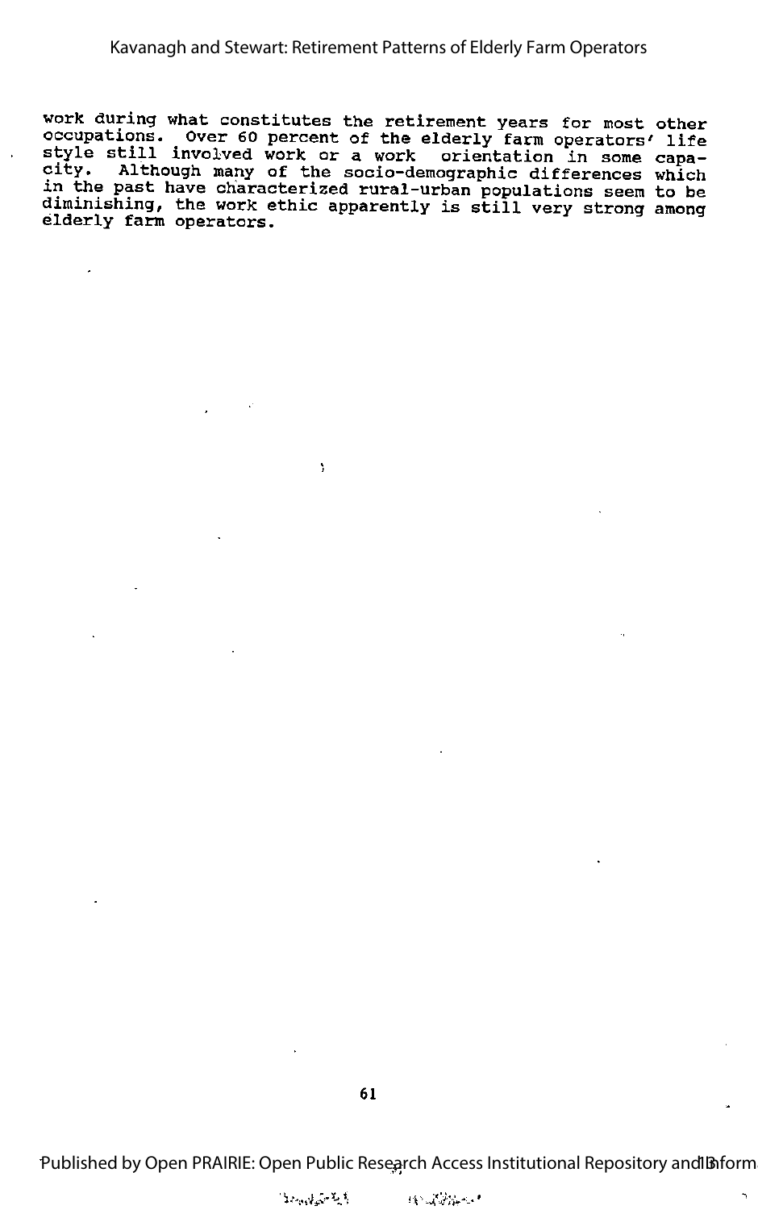work during what constitutes the retirement years for most other occupations. Over 60 percent of the elderly farm operators' life style still involved work or a work orientation in some capacity. Although many of the socio-demographic differences which in the past have characterized rural-urban populations seem to be diminishing, the work ethic apparently is still very strong among elderly farm operators.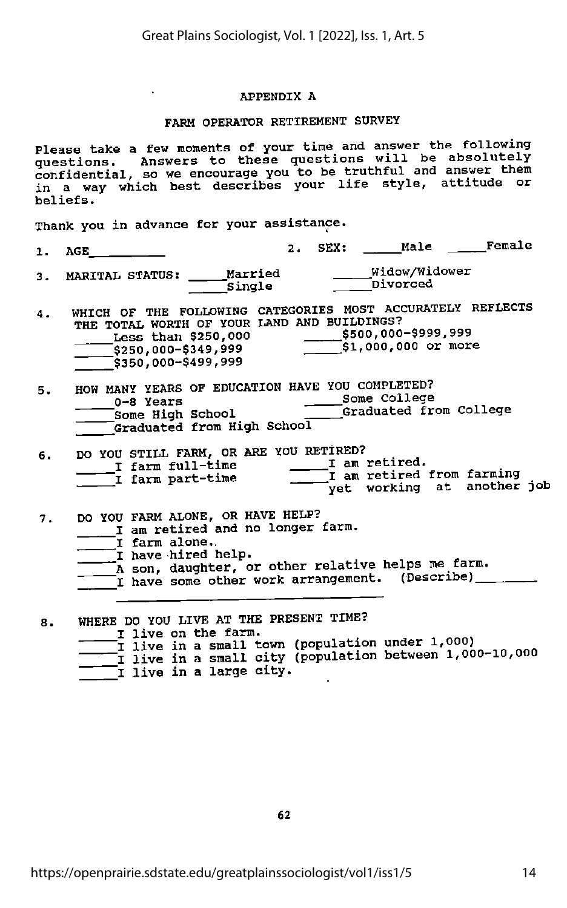## APPENDIX A

### FARM OPERATOR RETIREMENT SURVEY

Please take a few moments of your time and answer the following questions. Answers to these questions will be absolutely confidential, so we encourage you to be truthful and answer them in a way which best describes your life style, attitude or beliefs.

Thank you in advance for your assistance.

1. AGE__________

2. SEX: _____Male _____Female

3. MARITAL STATUS: _____Married _____Single _____Widow/Widower _____Divorced

4. WHICH OF THE FOLLOWING CATEGORIES MOST ACCURATELY REFLECTS THE TOTAL WORTH OF YOUR LAND AND BUILDINGS?
   - _____Less than $250,000
   - _____$250,000-$349,999
   - _____$350,000-$499,999
   - _____$500,000-$999,999
   - _____$1,000,000 or more

5. HOW MANY YEARS OF EDUCATION HAVE YOU COMPLETED?
   - _____0-8 Years
   - _____Some High School
   - _____Graduated from High School
   - _____Some College
   - _____Graduated from College

6. DO YOU STILL FARM, OR ARE YOU RETIRED?
   - _____I farm full-time
   - _____I farm part-time
   - _____I am retired.
   - _____I am retired from farming yet working at another job

7. DO YOU FARM ALONE, OR HAVE HELP?
   - _____I am retired and no longer farm.
   - _____I farm alone.
   - _____I have hired help.
   - _____A son, daughter, or other relative helps me farm.
   - _____I have some other work arrangement. (Describe)________
   
   ________________________________________

8. WHERE DO YOU LIVE AT THE PRESENT TIME?
   - _____I live on the farm.
   - _____I live in a small town (population under 1,000)
   - _____I live in a small city (population between 1,000-10,000
   - _____I live in a large city.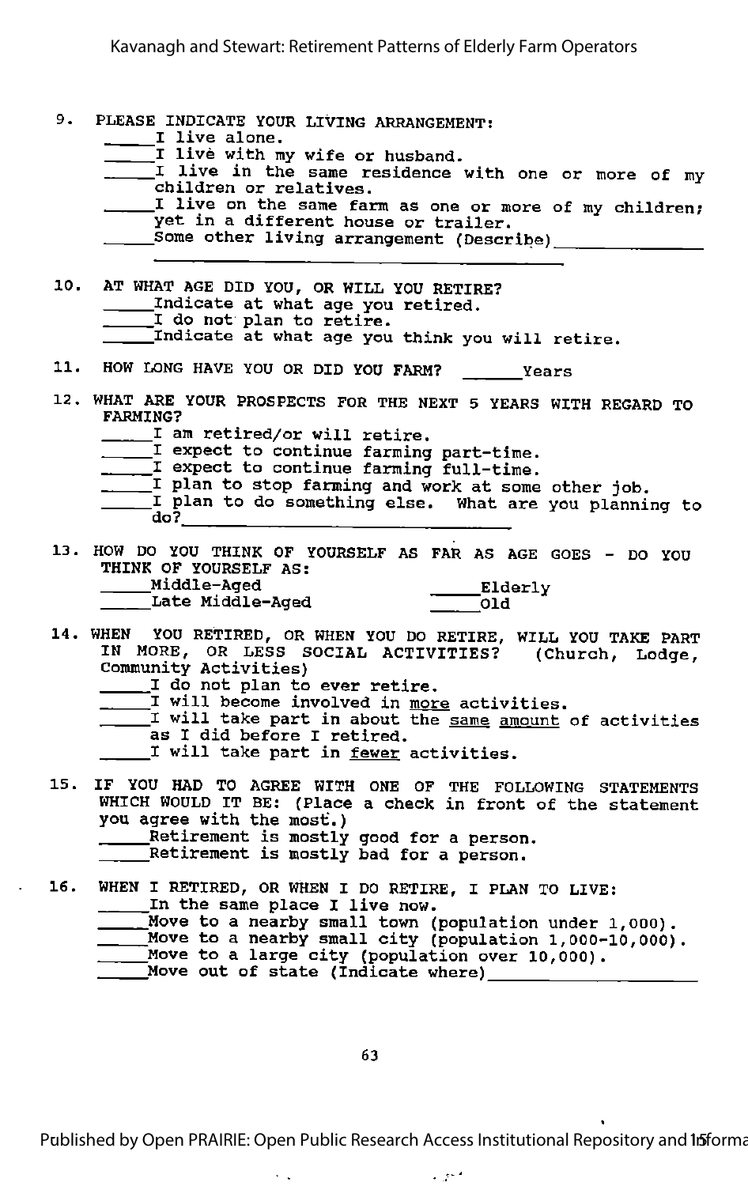9. PLEASE INDICATE YOUR LIVING ARRANGEMENT:

_____I live alone.
_____I live with my wife or husband.
_____I live in the same residence with one or more of my children or relatives.
_____I live on the same farm as one or more of my children; yet in a different house or trailer.
_____Some other living arrangement (Describe)______________

10. AT WHAT AGE DID YOU, OR WILL YOU RETIRE?

_____Indicate at what age you retired.
_____I do not plan to retire.
_____Indicate at what age you think you will retire.

11. HOW LONG HAVE YOU OR DID YOU FARM? ______Years

12. WHAT ARE YOUR PROSPECTS FOR THE NEXT 5 YEARS WITH REGARD TO FARMING?

_____I am retired/or will retire.
_____I expect to continue farming part-time.
_____I expect to continue farming full-time.
_____I plan to stop farming and work at some other job.
_____I plan to do something else. What are you planning to do?______________

13. HOW DO YOU THINK OF YOURSELF AS FAR AS AGE GOES - DO YOU THINK OF YOURSELF AS:

_____Middle-Aged
_____Late Middle-Aged
_____Elderly
_____Old

14. WHEN YOU RETIRED, OR WHEN YOU DO RETIRE, WILL YOU TAKE PART IN MORE, OR LESS SOCIAL ACTIVITIES? (Church, Lodge, Community Activities)

_____I do not plan to ever retire.
_____I will become involved in more activities.
_____I will take part in about the same amount of activities as I did before I retired.
_____I will take part in fewer activities.

15. IF YOU HAD TO AGREE WITH ONE OF THE FOLLOWING STATEMENTS WHICH WOULD IT BE: (Place a check in front of the statement you agree with the most.)

_____Retirement is mostly good for a person.
_____Retirement is mostly bad for a person.

16. WHEN I RETIRED, OR WHEN I DO RETIRE, I PLAN TO LIVE:

_____In the same place I live now.
_____Move to a nearby small town (population under 1,000).
_____Move to a nearby small city (population 1,000-10,000).
_____Move to a large city (population over 10,000).
_____Move out of state (Indicate where)______________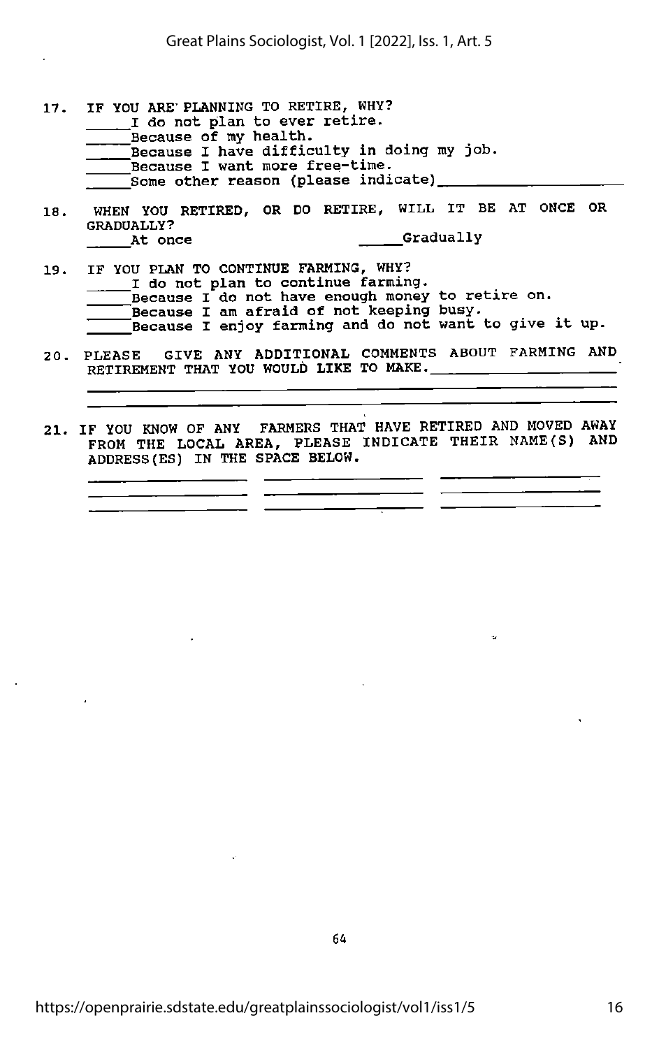17. IF YOU ARE PLANNING TO RETIRE, WHY?
    _____I do not plan to ever retire.
    _____Because of my health.
    _____Because I have difficulty in doing my job.
    _____Because I want more free-time.
    _____Some other reason (please indicate)____________________

18. WHEN YOU RETIRED, OR DO RETIRE, WILL IT BE AT ONCE OR GRADUALLY?
    _____At once                    _____Gradually

19. IF YOU PLAN TO CONTINUE FARMING, WHY?
    _____I do not plan to continue farming.
    _____Because I do not have enough money to retire on.
    _____Because I am afraid of not keeping busy.
    _____Because I enjoy farming and do not want to give it up.

20. PLEASE GIVE ANY ADDITIONAL COMMENTS ABOUT FARMING AND RETIREMENT THAT YOU WOULD LIKE TO MAKE.____________________

    ____________________________________________________________

    ____________________________________________________________

21. IF YOU KNOW OF ANY FARMERS THAT HAVE RETIRED AND MOVED AWAY FROM THE LOCAL AREA, PLEASE INDICATE THEIR NAME(S) AND ADDRESS(ES) IN THE SPACE BELOW.

    ________________  ________________  ________________

    ________________  ________________  ________________

    ________________  ________________  ________________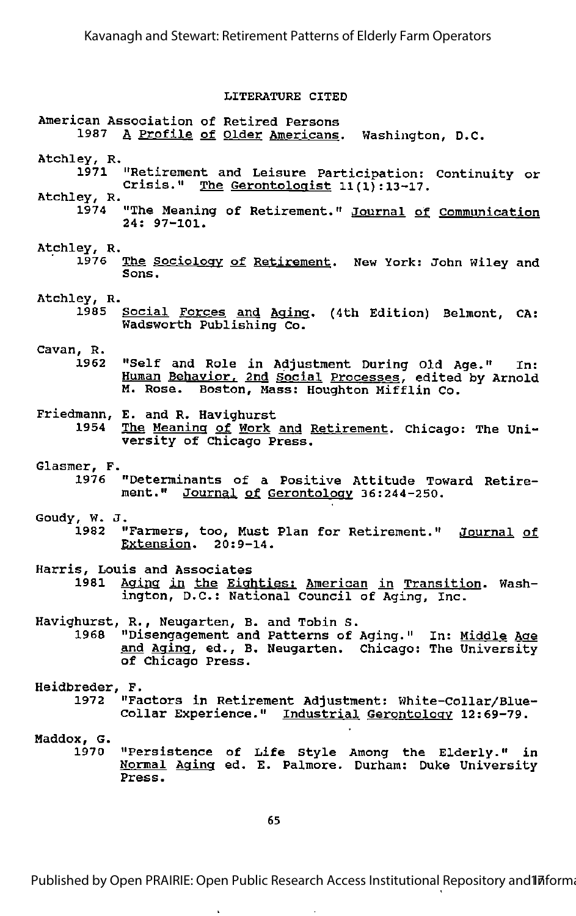## LITERATURE CITED

American Association of Retired Persons
1987 *A Profile of Older Americans*. Washington, D.C.

Atchley, R.
1971 "Retirement and Leisure Participation: Continuity or Crisis." *The Gerontologist* 11(1):13-17.

Atchley, R.
1974 "The Meaning of Retirement." *Journal of Communication* 24: 97-101.

Atchley, R.
1976 *The Sociology of Retirement*. New York: John Wiley and Sons.

Atchley, R.
1985 *Social Forces and Aging*. (4th Edition) Belmont, CA: Wadsworth Publishing Co.

Cavan, R.
1962 "Self and Role in Adjustment During Old Age." In: *Human Behavior, 2nd Social Processes*, edited by Arnold M. Rose. Boston, Mass: Houghton Mifflin Co.

Friedmann, E. and R. Havighurst
1954 *The Meaning of Work and Retirement*. Chicago: The University of Chicago Press.

Glasmer, F.
1976 "Determinants of a Positive Attitude Toward Retirement." *Journal of Gerontology* 36:244-250.

Goudy, W. J.
1982 "Farmers, too, Must Plan for Retirement." *Journal of Extension*. 20:9-14.

Harris, Louis and Associates
1981 *Aging in the Eighties: American in Transition*. Washington, D.C.: National Council of Aging, Inc.

Havighurst, R., Neugarten, B. and Tobin S.
1968 "Disengagement and Patterns of Aging." In: *Middle Age and Aging*, ed., B. Neugarten. Chicago: The University of Chicago Press.

Heidbreder, F.
1972 "Factors in Retirement Adjustment: White-Collar/Blue-Collar Experience." *Industrial Gerontology* 12:69-79.

Maddox, G.
1970 "Persistence of Life Style Among the Elderly." in *Normal Aging* ed. E. Palmore. Durham: Duke University Press.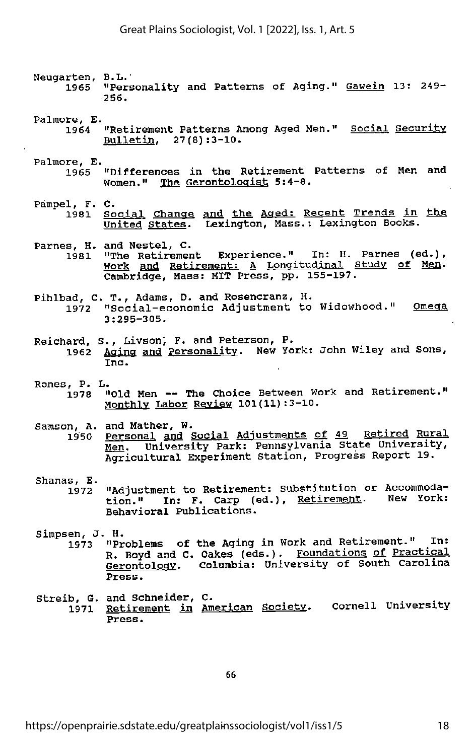Neugarten, B.L.
1965 "Personality and Patterns of Aging." Gawein 13: 249-256.

Palmore, E.
1964 "Retirement Patterns Among Aged Men." Social Security Bulletin, 27(8):3-10.

Palmore, E.
1965 "Differences in the Retirement Patterns of Men and Women." The Gerontologist 5:4-8.

Pampel, F. C.
1981 Social Change and the Aged: Recent Trends in the United States. Lexington, Mass.: Lexington Books.

Parnes, H. and Nestel, C.
1981 "The Retirement Experience." In: H. Parnes (ed.), Work and Retirement: A Longitudinal Study of Men. Cambridge, Mass: MIT Press, pp. 155-197.

Pihlbad, C. T., Adams, D. and Rosencranz, H.
1972 "Social-economic Adjustment to Widowhood." Omega 3:295-305.

Reichard, S., Livson, F. and Peterson, P.
1962 Aging and Personality. New York: John Wiley and Sons, Inc.

Rones, P. L.
1978 "Old Men -- The Choice Between Work and Retirement." Monthly Labor Review 101(11):3-10.

Samson, A. and Mather, W.
1950 Personal and Social Adjustments of 49 Retired Rural Men. University Park: Pennsylvania State University, Agricultural Experiment Station, Progress Report 19.

Shanas, E.
1972 "Adjustment to Retirement: Substitution or Accommodation." In: F. Carp (ed.), Retirement. New York: Behavioral Publications.

Simpsen, J. H.
1973 "Problems of the Aging in Work and Retirement." In: R. Boyd and C. Oakes (eds.). Foundations of Practical Gerontology. Columbia: University of South Carolina Press.

Streib, G. and Schneider, C.
1971 Retirement in American Society. Cornell University Press.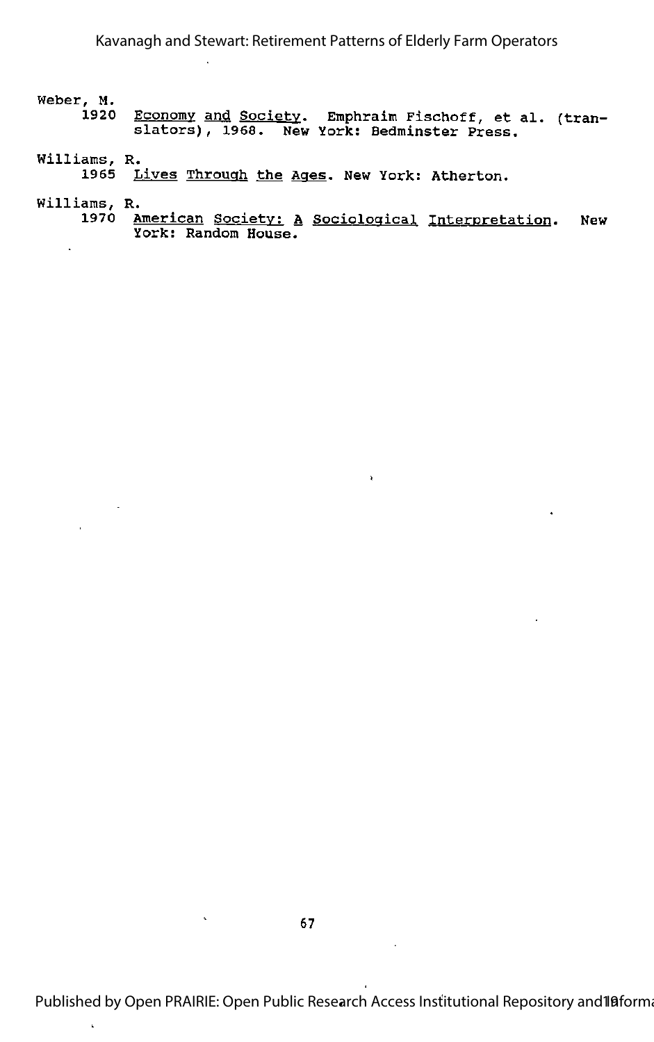Weber, M.
1920 *Economy and Society*. Emphraim Fischoff, et al. (translators), 1968. New York: Bedminster Press.

Williams, R.
1965 *Lives Through the Ages*. New York: Atherton.

Williams, R.
1970 *American Society: A Sociological Interpretation*. New York: Random House.